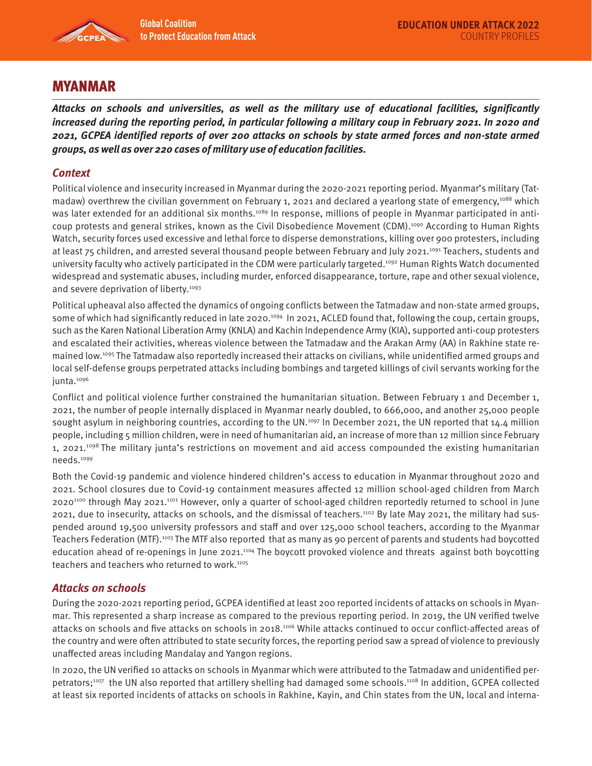# MYANMAR

***Attacks on schools and universities, as well as the military use of educational facilities, significantly increased during the reporting period, in particular following a military coup in February 2021. In 2020 and 2021, GCPEA identified reports of over 200 attacks on schools by state armed forces and non-state armed groups, as well as over 220 cases of military use of education facilities.***

## *Context*

Political violence and insecurity increased in Myanmar during the 2020-2021 reporting period. Myanmar's military (Tatmadaw) overthrew the civilian government on February 1, 2021 and declared a yearlong state of emergency,[1088] which was later extended for an additional six months.[1089] In response, millions of people in Myanmar participated in anti-coup protests and general strikes, known as the Civil Disobedience Movement (CDM).[1090] According to Human Rights Watch, security forces used excessive and lethal force to disperse demonstrations, killing over 900 protesters, including at least 75 children, and arrested several thousand people between February and July 2021.[1091] Teachers, students and university faculty who actively participated in the CDM were particularly targeted.[1092] Human Rights Watch documented widespread and systematic abuses, including murder, enforced disappearance, torture, rape and other sexual violence, and severe deprivation of liberty.[1093]

Political upheaval also affected the dynamics of ongoing conflicts between the Tatmadaw and non-state armed groups, some of which had significantly reduced in late 2020.[1094] In 2021, ACLED found that, following the coup, certain groups, such as the Karen National Liberation Army (KNLA) and Kachin Independence Army (KIA), supported anti-coup protesters and escalated their activities, whereas violence between the Tatmadaw and the Arakan Army (AA) in Rakhine state remained low.[1095] The Tatmadaw also reportedly increased their attacks on civilians, while unidentified armed groups and local self-defense groups perpetrated attacks including bombings and targeted killings of civil servants working for the junta.[1096]

Conflict and political violence further constrained the humanitarian situation. Between February 1 and December 1, 2021, the number of people internally displaced in Myanmar nearly doubled, to 666,000, and another 25,000 people sought asylum in neighboring countries, according to the UN.[1097] In December 2021, the UN reported that 14.4 million people, including 5 million children, were in need of humanitarian aid, an increase of more than 12 million since February 1, 2021.[1098] The military junta's restrictions on movement and aid access compounded the existing humanitarian needs.[1099]

Both the Covid-19 pandemic and violence hindered children's access to education in Myanmar throughout 2020 and 2021. School closures due to Covid-19 containment measures affected 12 million school-aged children from March 2020[1100] through May 2021.[1101] However, only a quarter of school-aged children reportedly returned to school in June 2021, due to insecurity, attacks on schools, and the dismissal of teachers.[1102] By late May 2021, the military had suspended around 19,500 university professors and staff and over 125,000 school teachers, according to the Myanmar Teachers Federation (MTF).[1103] The MTF also reported that as many as 90 percent of parents and students had boycotted education ahead of re-openings in June 2021.[1104] The boycott provoked violence and threats against both boycotting teachers and teachers who returned to work.[1105]

## *Attacks on schools*

During the 2020-2021 reporting period, GCPEA identified at least 200 reported incidents of attacks on schools in Myanmar. This represented a sharp increase as compared to the previous reporting period. In 2019, the UN verified twelve attacks on schools and five attacks on schools in 2018.[1106] While attacks continued to occur conflict-affected areas of the country and were often attributed to state security forces, the reporting period saw a spread of violence to previously unaffected areas including Mandalay and Yangon regions.

In 2020, the UN verified 10 attacks on schools in Myanmar which were attributed to the Tatmadaw and unidentified perpetrators;[1107] the UN also reported that artillery shelling had damaged some schools.[1108] In addition, GCPEA collected at least six reported incidents of attacks on schools in Rakhine, Kayin, and Chin states from the UN, local and interna-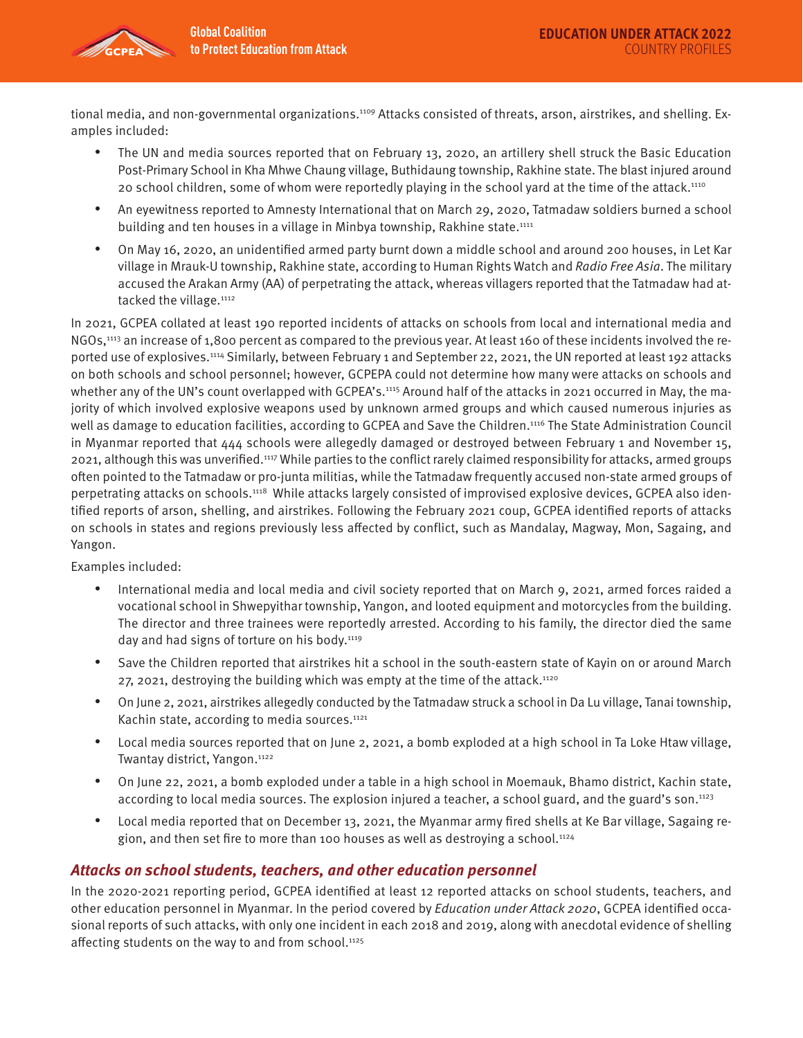tional media, and non-governmental organizations.[1109] Attacks consisted of threats, arson, airstrikes, and shelling. Examples included:

- The UN and media sources reported that on February 13, 2020, an artillery shell struck the Basic Education Post-Primary School in Kha Mhwe Chaung village, Buthidaung township, Rakhine state. The blast injured around 20 school children, some of whom were reportedly playing in the school yard at the time of the attack.[1110]
- An eyewitness reported to Amnesty International that on March 29, 2020, Tatmadaw soldiers burned a school building and ten houses in a village in Minbya township, Rakhine state.[1111]
- On May 16, 2020, an unidentified armed party burnt down a middle school and around 200 houses, in Let Kar village in Mrauk-U township, Rakhine state, according to Human Rights Watch and *Radio Free Asia*. The military accused the Arakan Army (AA) of perpetrating the attack, whereas villagers reported that the Tatmadaw had attacked the village.[1112]

In 2021, GCPEA collated at least 190 reported incidents of attacks on schools from local and international media and NGOs,[1113] an increase of 1,800 percent as compared to the previous year. At least 160 of these incidents involved the reported use of explosives.[1114] Similarly, between February 1 and September 22, 2021, the UN reported at least 192 attacks on both schools and school personnel; however, GCPEPA could not determine how many were attacks on schools and whether any of the UN's count overlapped with GCPEA's.[1115] Around half of the attacks in 2021 occurred in May, the majority of which involved explosive weapons used by unknown armed groups and which caused numerous injuries as well as damage to education facilities, according to GCPEA and Save the Children.[1116] The State Administration Council in Myanmar reported that 444 schools were allegedly damaged or destroyed between February 1 and November 15, 2021, although this was unverified.[1117] While parties to the conflict rarely claimed responsibility for attacks, armed groups often pointed to the Tatmadaw or pro-junta militias, while the Tatmadaw frequently accused non-state armed groups of perpetrating attacks on schools.[1118] While attacks largely consisted of improvised explosive devices, GCPEA also identified reports of arson, shelling, and airstrikes. Following the February 2021 coup, GCPEA identified reports of attacks on schools in states and regions previously less affected by conflict, such as Mandalay, Magway, Mon, Sagaing, and Yangon.

Examples included:

- International media and local media and civil society reported that on March 9, 2021, armed forces raided a vocational school in Shwepyithar township, Yangon, and looted equipment and motorcycles from the building. The director and three trainees were reportedly arrested. According to his family, the director died the same day and had signs of torture on his body.[1119]
- Save the Children reported that airstrikes hit a school in the south-eastern state of Kayin on or around March 27, 2021, destroying the building which was empty at the time of the attack.[1120]
- On June 2, 2021, airstrikes allegedly conducted by the Tatmadaw struck a school in Da Lu village, Tanai township, Kachin state, according to media sources.[1121]
- Local media sources reported that on June 2, 2021, a bomb exploded at a high school in Ta Loke Htaw village, Twantay district, Yangon.[1122]
- On June 22, 2021, a bomb exploded under a table in a high school in Moemauk, Bhamo district, Kachin state, according to local media sources. The explosion injured a teacher, a school guard, and the guard's son.[1123]
- Local media reported that on December 13, 2021, the Myanmar army fired shells at Ke Bar village, Sagaing region, and then set fire to more than 100 houses as well as destroying a school.[1124]

### *Attacks on school students, teachers, and other education personnel*

In the 2020-2021 reporting period, GCPEA identified at least 12 reported attacks on school students, teachers, and other education personnel in Myanmar. In the period covered by *Education under Attack 2020*, GCPEA identified occasional reports of such attacks, with only one incident in each 2018 and 2019, along with anecdotal evidence of shelling affecting students on the way to and from school.[1125]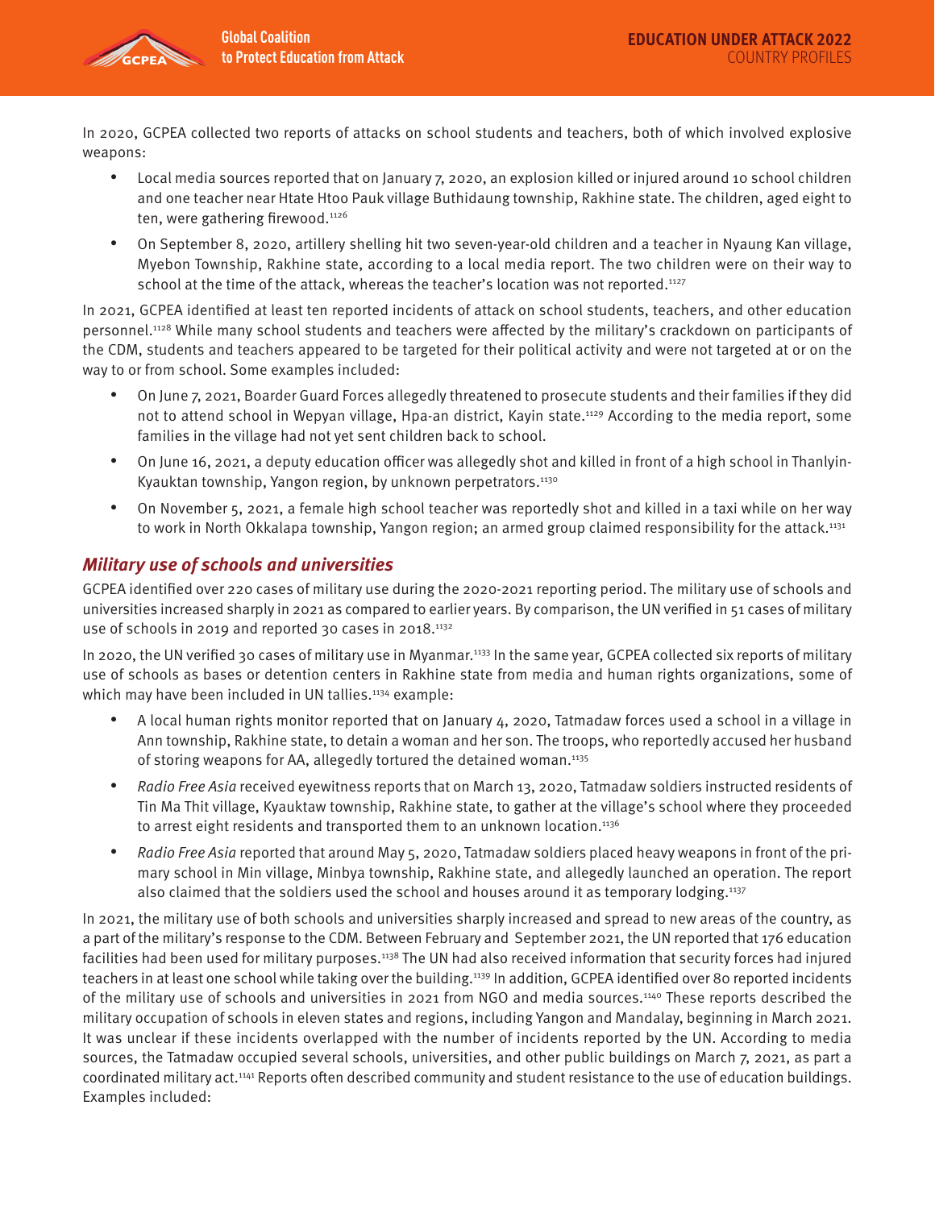In 2020, GCPEA collected two reports of attacks on school students and teachers, both of which involved explosive weapons:

- Local media sources reported that on January 7, 2020, an explosion killed or injured around 10 school children and one teacher near Htate Htoo Pauk village Buthidaung township, Rakhine state. The children, aged eight to ten, were gathering firewood.[1126]
- On September 8, 2020, artillery shelling hit two seven-year-old children and a teacher in Nyaung Kan village, Myebon Township, Rakhine state, according to a local media report. The two children were on their way to school at the time of the attack, whereas the teacher's location was not reported.[1127]

In 2021, GCPEA identified at least ten reported incidents of attack on school students, teachers, and other education personnel.[1128] While many school students and teachers were affected by the military's crackdown on participants of the CDM, students and teachers appeared to be targeted for their political activity and were not targeted at or on the way to or from school. Some examples included:

- On June 7, 2021, Boarder Guard Forces allegedly threatened to prosecute students and their families if they did not to attend school in Wepyan village, Hpa-an district, Kayin state.[1129] According to the media report, some families in the village had not yet sent children back to school.
- On June 16, 2021, a deputy education officer was allegedly shot and killed in front of a high school in Thanlyin-Kyauktan township, Yangon region, by unknown perpetrators.[1130]
- On November 5, 2021, a female high school teacher was reportedly shot and killed in a taxi while on her way to work in North Okkalapa township, Yangon region; an armed group claimed responsibility for the attack.[1131]

## *Military use of schools and universities*

GCPEA identified over 220 cases of military use during the 2020-2021 reporting period. The military use of schools and universities increased sharply in 2021 as compared to earlier years. By comparison, the UN verified in 51 cases of military use of schools in 2019 and reported 30 cases in 2018.[1132]

In 2020, the UN verified 30 cases of military use in Myanmar.[1133] In the same year, GCPEA collected six reports of military use of schools as bases or detention centers in Rakhine state from media and human rights organizations, some of which may have been included in UN tallies.[1134] example:

- A local human rights monitor reported that on January 4, 2020, Tatmadaw forces used a school in a village in Ann township, Rakhine state, to detain a woman and her son. The troops, who reportedly accused her husband of storing weapons for AA, allegedly tortured the detained woman.[1135]
- *Radio Free Asia* received eyewitness reports that on March 13, 2020, Tatmadaw soldiers instructed residents of Tin Ma Thit village, Kyauktaw township, Rakhine state, to gather at the village's school where they proceeded to arrest eight residents and transported them to an unknown location.[1136]
- *Radio Free Asia* reported that around May 5, 2020, Tatmadaw soldiers placed heavy weapons in front of the primary school in Min village, Minbya township, Rakhine state, and allegedly launched an operation. The report also claimed that the soldiers used the school and houses around it as temporary lodging.[1137]

In 2021, the military use of both schools and universities sharply increased and spread to new areas of the country, as a part of the military's response to the CDM. Between February and September 2021, the UN reported that 176 education facilities had been used for military purposes.[1138] The UN had also received information that security forces had injured teachers in at least one school while taking over the building.[1139] In addition, GCPEA identified over 80 reported incidents of the military use of schools and universities in 2021 from NGO and media sources.[1140] These reports described the military occupation of schools in eleven states and regions, including Yangon and Mandalay, beginning in March 2021. It was unclear if these incidents overlapped with the number of incidents reported by the UN. According to media sources, the Tatmadaw occupied several schools, universities, and other public buildings on March 7, 2021, as part a coordinated military act.[1141] Reports often described community and student resistance to the use of education buildings. Examples included: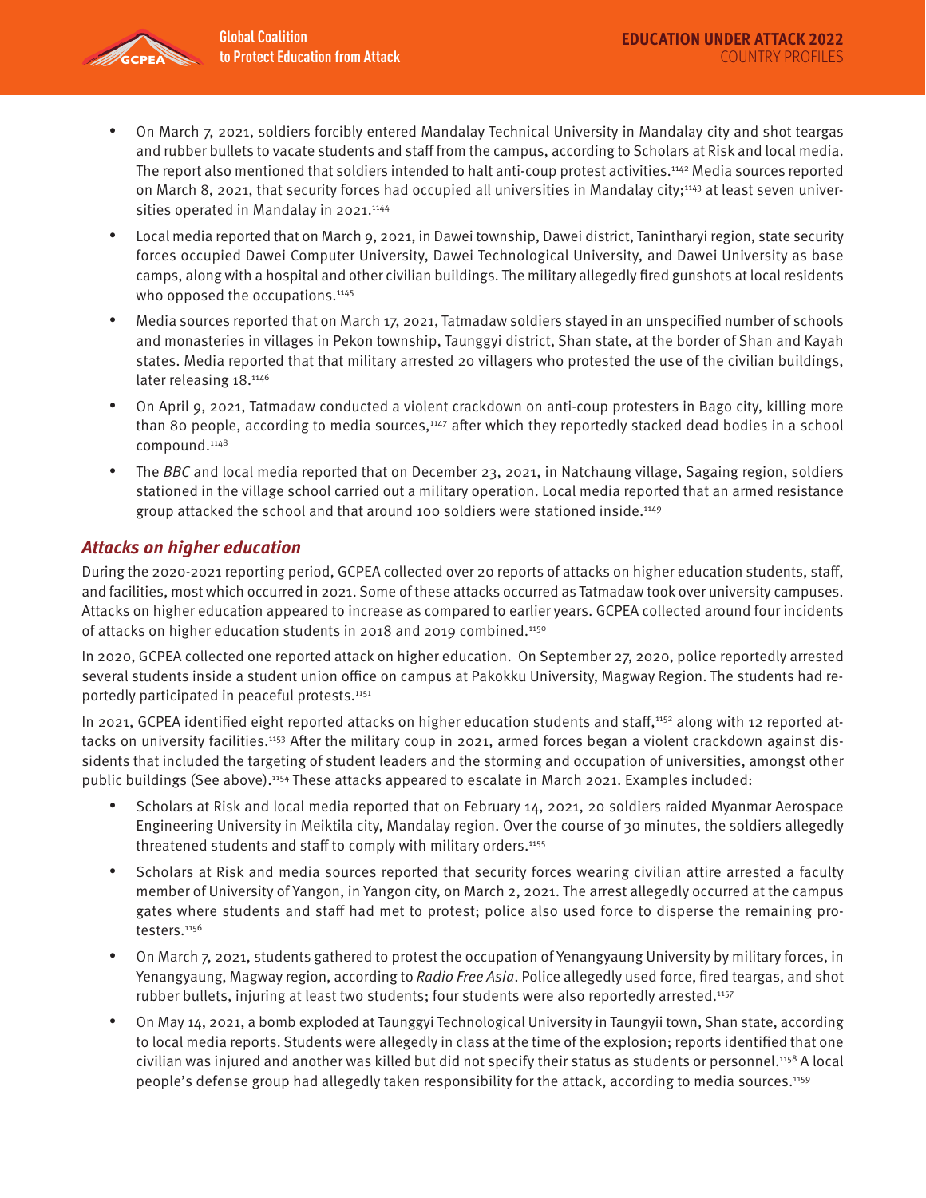- On March 7, 2021, soldiers forcibly entered Mandalay Technical University in Mandalay city and shot teargas and rubber bullets to vacate students and staff from the campus, according to Scholars at Risk and local media. The report also mentioned that soldiers intended to halt anti-coup protest activities.[1142] Media sources reported on March 8, 2021, that security forces had occupied all universities in Mandalay city;[1143] at least seven universities operated in Mandalay in 2021.[1144]
- Local media reported that on March 9, 2021, in Dawei township, Dawei district, Tanintharyi region, state security forces occupied Dawei Computer University, Dawei Technological University, and Dawei University as base camps, along with a hospital and other civilian buildings. The military allegedly fired gunshots at local residents who opposed the occupations.[1145]
- Media sources reported that on March 17, 2021, Tatmadaw soldiers stayed in an unspecified number of schools and monasteries in villages in Pekon township, Taunggyi district, Shan state, at the border of Shan and Kayah states. Media reported that that military arrested 20 villagers who protested the use of the civilian buildings, later releasing 18.[1146]
- On April 9, 2021, Tatmadaw conducted a violent crackdown on anti-coup protesters in Bago city, killing more than 80 people, according to media sources,[1147] after which they reportedly stacked dead bodies in a school compound.[1148]
- The *BBC* and local media reported that on December 23, 2021, in Natchaung village, Sagaing region, soldiers stationed in the village school carried out a military operation. Local media reported that an armed resistance group attacked the school and that around 100 soldiers were stationed inside.[1149]

## *Attacks on higher education*

During the 2020-2021 reporting period, GCPEA collected over 20 reports of attacks on higher education students, staff, and facilities, most which occurred in 2021. Some of these attacks occurred as Tatmadaw took over university campuses. Attacks on higher education appeared to increase as compared to earlier years. GCPEA collected around four incidents of attacks on higher education students in 2018 and 2019 combined.[1150]

In 2020, GCPEA collected one reported attack on higher education. On September 27, 2020, police reportedly arrested several students inside a student union office on campus at Pakokku University, Magway Region. The students had reportedly participated in peaceful protests.[1151]

In 2021, GCPEA identified eight reported attacks on higher education students and staff,[1152] along with 12 reported attacks on university facilities.[1153] After the military coup in 2021, armed forces began a violent crackdown against dissidents that included the targeting of student leaders and the storming and occupation of universities, amongst other public buildings (See above).[1154] These attacks appeared to escalate in March 2021. Examples included:

- Scholars at Risk and local media reported that on February 14, 2021, 20 soldiers raided Myanmar Aerospace Engineering University in Meiktila city, Mandalay region. Over the course of 30 minutes, the soldiers allegedly threatened students and staff to comply with military orders.[1155]
- Scholars at Risk and media sources reported that security forces wearing civilian attire arrested a faculty member of University of Yangon, in Yangon city, on March 2, 2021. The arrest allegedly occurred at the campus gates where students and staff had met to protest; police also used force to disperse the remaining protesters.[1156]
- On March 7, 2021, students gathered to protest the occupation of Yenangyaung University by military forces, in Yenangyaung, Magway region, according to *Radio Free Asia*. Police allegedly used force, fired teargas, and shot rubber bullets, injuring at least two students; four students were also reportedly arrested.[1157]
- On May 14, 2021, a bomb exploded at Taunggyi Technological University in Taungyii town, Shan state, according to local media reports. Students were allegedly in class at the time of the explosion; reports identified that one civilian was injured and another was killed but did not specify their status as students or personnel.[1158] A local people's defense group had allegedly taken responsibility for the attack, according to media sources.[1159]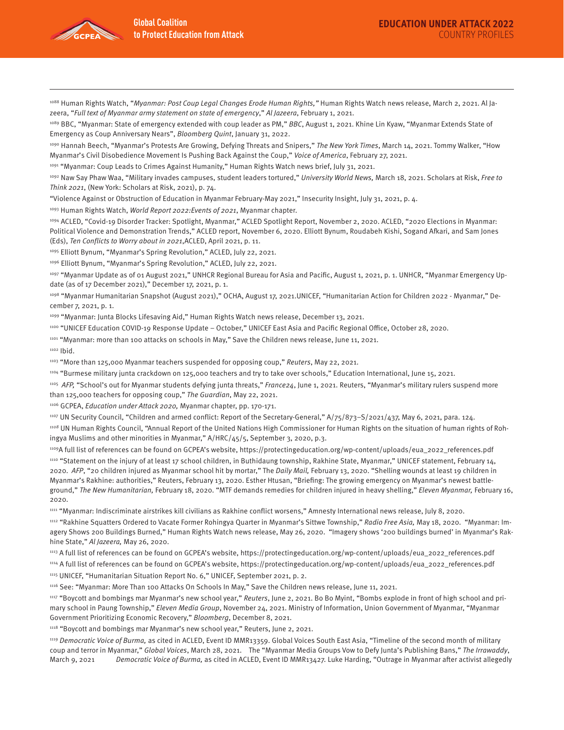[1088] Human Rights Watch, "*Myanmar: Post Coup Legal Changes Erode Human Rights,"* Human Rights Watch news release, March 2, 2021. Al Jazeera, "*Full text of Myanmar army statement on state of emergency*," *Al Jazeera*, February 1, 2021.

[1089] BBC, "Myanmar: State of emergency extended with coup leader as PM," *BBC*, August 1, 2021. Khine Lin Kyaw, "Myanmar Extends State of Emergency as Coup Anniversary Nears", *Bloomberg Quint*, January 31, 2022.

[1090] Hannah Beech, "Myanmar's Protests Are Growing, Defying Threats and Snipers," *The New York Times*, March 14, 2021. Tommy Walker, "How Myanmar's Civil Disobedience Movement Is Pushing Back Against the Coup," *Voice of America*, February 27, 2021.

[1091] "Myanmar: Coup Leads to Crimes Against Humanity," Human Rights Watch news brief, July 31, 2021.

[1092] Naw Say Phaw Waa, "Military invades campuses, student leaders tortured," *University World News,* March 18, 2021. Scholars at Risk, *Free to Think 2021*, (New York: Scholars at Risk, 2021), p. 74.

"Violence Against or Obstruction of Education in Myanmar February-May 2021," Insecurity Insight, July 31, 2021, p. 4.

[1093] Human Rights Watch, *World Report 2022:Events of 2021*, Myanmar chapter.

[1094] ACLED, "Covid-19 Disorder Tracker: Spotlight, Myanmar," ACLED Spotlight Report, November 2, 2020. ACLED, "2020 Elections in Myanmar: Political Violence and Demonstration Trends," ACLED report, November 6, 2020. Elliott Bynum, Roudabeh Kishi, Sogand Afkari, and Sam Jones (Eds), *Ten Conflicts to Worry about in 2021*,ACLED, April 2021, p. 11.

[1095] Elliott Bynum, "Myanmar's Spring Revolution," ACLED, July 22, 2021.

[1096] Elliott Bynum, "Myanmar's Spring Revolution," ACLED, July 22, 2021.

[1097] "Myanmar Update as of 01 August 2021," UNHCR Regional Bureau for Asia and Pacific, August 1, 2021, p. 1. UNHCR, "Myanmar Emergency Update (as of 17 December 2021)," December 17, 2021, p. 1.

[1098] "Myanmar Humanitarian Snapshot (August 2021)," OCHA, August 17, 2021.UNICEF, "Humanitarian Action for Children 2022 - Myanmar," December 7, 2021, p. 1.

[1099] "Myanmar: Junta Blocks Lifesaving Aid," Human Rights Watch news release, December 13, 2021.

[1100] "UNICEF Education COVID-19 Response Update – October," UNICEF East Asia and Pacific Regional Office, October 28, 2020.

[1101] "Myanmar: more than 100 attacks on schools in May," Save the Children news release, June 11, 2021.

[1102] Ibid.

[1103] "More than 125,000 Myanmar teachers suspended for opposing coup," *Reuters*, May 22, 2021.

[1104] "Burmese military junta crackdown on 125,000 teachers and try to take over schools," Education International, June 15, 2021.

[1105] *AFP,* "School's out for Myanmar students defying junta threats," *France24*, June 1, 2021. Reuters, "Myanmar's military rulers suspend more than 125,000 teachers for opposing coup," *The Guardian*, May 22, 2021.

[1106] GCPEA, *Education under Attack 2020,* Myanmar chapter, pp. 170-171.

[1107] UN Security Council, "Children and armed conflict: Report of the Secretary-General," A/75/873–S/2021/437, May 6, 2021, para. 124.

[1108] UN Human Rights Council, "Annual Report of the United Nations High Commissioner for Human Rights on the situation of human rights of Rohingya Muslims and other minorities in Myanmar," A/HRC/45/5, September 3, 2020, p.3.

[1109] A full list of references can be found on GCPEA's website, https://protectingeducation.org/wp-content/uploads/eua_2022_references.pdf

[1110] "Statement on the injury of at least 17 school children, in Buthidaung township, Rakhine State, Myanmar," UNICEF statement, February 14, 2020. *AFP*, "20 children injured as Myanmar school hit by mortar," The *Daily Mail,* February 13, 2020. "Shelling wounds at least 19 children in Myanmar's Rakhine: authorities," Reuters, February 13, 2020. Esther Htusan, "Briefing: The growing emergency on Myanmar's newest battleground," *The New Humanitarian,* February 18, 2020. "MTF demands remedies for children injured in heavy shelling," *Eleven Myanmar,* February 16, 2020.

[1111] "Myanmar: Indiscriminate airstrikes kill civilians as Rakhine conflict worsens," Amnesty International news release, July 8, 2020.

[1112] "Rakhine Squatters Ordered to Vacate Former Rohingya Quarter in Myanmar's Sittwe Township," *Radio Free Asia,* May 18, 2020. "Myanmar: Imagery Shows 200 Buildings Burned," Human Rights Watch news release, May 26, 2020. "Imagery shows '200 buildings burned' in Myanmar's Rakhine State," *Al Jazeera,* May 26, 2020.

[1113] A full list of references can be found on GCPEA's website, https://protectingeducation.org/wp-content/uploads/eua_2022_references.pdf

[1114] A full list of references can be found on GCPEA's website, https://protectingeducation.org/wp-content/uploads/eua_2022_references.pdf

[1115] UNICEF, "Humanitarian Situation Report No. 6," UNICEF, September 2021, p. 2.

[1116] See: "Myanmar: More Than 100 Attacks On Schools In May," Save the Children news release, June 11, 2021.

[1117] "Boycott and bombings mar Myanmar's new school year," *Reuters*, June 2, 2021. Bo Bo Myint, "Bombs explode in front of high school and primary school in Paung Township," *Eleven Media Group*, November 24, 2021. Ministry of Information, Union Government of Myanmar, "Myanmar Government Prioritizing Economic Recovery," *Bloomberg*, December 8, 2021.

[1118] "Boycott and bombings mar Myanmar's new school year," Reuters, June 2, 2021.

[1119] *Democratic Voice of Burma,* as cited in ACLED, Event ID MMR13359. Global Voices South East Asia, "Timeline of the second month of military coup and terror in Myanmar," *Global Voices*, March 28, 2021. The "Myanmar Media Groups Vow to Defy Junta's Publishing Bans," *The Irrawaddy*, March 9, 2021 *Democratic Voice of Burma,* as cited in ACLED, Event ID MMR13427. Luke Harding, "Outrage in Myanmar after activist allegedly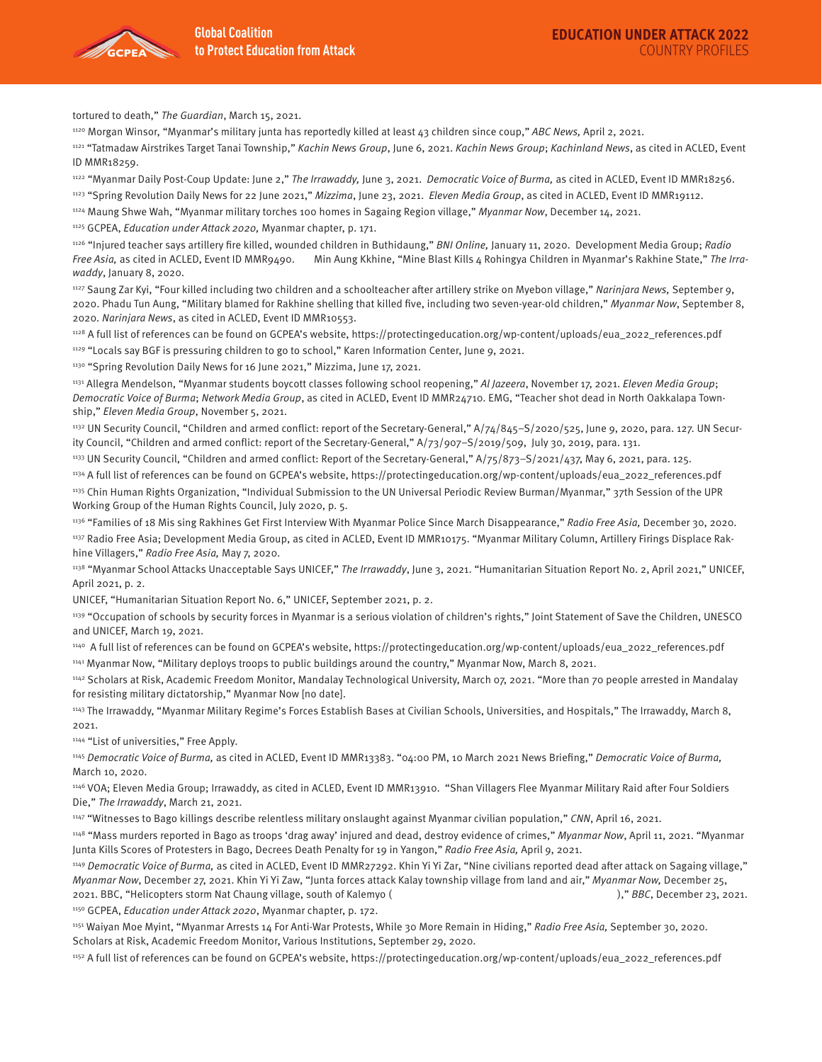tortured to death," *The Guardian*, March 15, 2021.

[1120] Morgan Winsor, "Myanmar's military junta has reportedly killed at least 43 children since coup," *ABC News,* April 2, 2021.

[1121] "Tatmadaw Airstrikes Target Tanai Township," *Kachin News Group*, June 6, 2021. *Kachin News Group*; *Kachinland News*, as cited in ACLED, Event ID MMR18259.

[1122] "Myanmar Daily Post-Coup Update: June 2," *The Irrawaddy,* June 3, 2021. *Democratic Voice of Burma,* as cited in ACLED, Event ID MMR18256.

[1123] "Spring Revolution Daily News for 22 June 2021," *Mizzima*, June 23, 2021. *Eleven Media Group*, as cited in ACLED, Event ID MMR19112.

[1124] Maung Shwe Wah, "Myanmar military torches 100 homes in Sagaing Region village," *Myanmar Now*, December 14, 2021.

[1125] GCPEA, *Education under Attack 2020,* Myanmar chapter, p. 171.

[1126] "Injured teacher says artillery fire killed, wounded children in Buthidaung," *BNI Online,* January 11, 2020. Development Media Group; *Radio Free Asia,* as cited in ACLED, Event ID MMR9490. Min Aung Kkhine, "Mine Blast Kills 4 Rohingya Children in Myanmar's Rakhine State," *The Irrawaddy*, January 8, 2020.

[1127] Saung Zar Kyi, "Four killed including two children and a schoolteacher after artillery strike on Myebon village," *Narinjara News,* September 9, 2020. Phadu Tun Aung, "Military blamed for Rakhine shelling that killed five, including two seven-year-old children," *Myanmar Now*, September 8, 2020. *Narinjara News*, as cited in ACLED, Event ID MMR10553.

[1128] A full list of references can be found on GCPEA's website, https://protectingeducation.org/wp-content/uploads/eua_2022_references.pdf

[1129] "Locals say BGF is pressuring children to go to school," Karen Information Center, June 9, 2021.

[1130] "Spring Revolution Daily News for 16 June 2021," Mizzima, June 17, 2021.

[1131] Allegra Mendelson, "Myanmar students boycott classes following school reopening," *Al Jazeera*, November 17, 2021. *Eleven Media Group*; *Democratic Voice of Burma*; *Network Media Group*, as cited in ACLED, Event ID MMR24710. EMG, "Teacher shot dead in North Oakkalapa Township," *Eleven Media Group*, November 5, 2021.

[1132] UN Security Council, "Children and armed conflict: report of the Secretary-General," A/74/845–S/2020/525, June 9, 2020, para. 127. UN Security Council, "Children and armed conflict: report of the Secretary-General," A/73/907–S/2019/509, July 30, 2019, para. 131.

[1133] UN Security Council, "Children and armed conflict: Report of the Secretary-General," A/75/873–S/2021/437, May 6, 2021, para. 125.

[1134] A full list of references can be found on GCPEA's website, https://protectingeducation.org/wp-content/uploads/eua_2022_references.pdf

[1135] Chin Human Rights Organization, "Individual Submission to the UN Universal Periodic Review Burman/Myanmar," 37th Session of the UPR Working Group of the Human Rights Council, July 2020, p. 5.

[1136] "Families of 18 Mis sing Rakhines Get First Interview With Myanmar Police Since March Disappearance," *Radio Free Asia,* December 30, 2020.

[1137] Radio Free Asia; Development Media Group, as cited in ACLED, Event ID MMR10175. "Myanmar Military Column, Artillery Firings Displace Rakhine Villagers," *Radio Free Asia,* May 7, 2020.

[1138] "Myanmar School Attacks Unacceptable Says UNICEF," *The Irrawaddy*, June 3, 2021. "Humanitarian Situation Report No. 2, April 2021," UNICEF, April 2021, p. 2.

UNICEF, "Humanitarian Situation Report No. 6," UNICEF, September 2021, p. 2.

[1139] "Occupation of schools by security forces in Myanmar is a serious violation of children's rights," Joint Statement of Save the Children, UNESCO and UNICEF, March 19, 2021.

[1140] A full list of references can be found on GCPEA's website, https://protectingeducation.org/wp-content/uploads/eua_2022_references.pdf

[1141] Myanmar Now, "Military deploys troops to public buildings around the country," Myanmar Now, March 8, 2021.

[1142] Scholars at Risk, Academic Freedom Monitor, Mandalay Technological University, March 07, 2021. "More than 70 people arrested in Mandalay for resisting military dictatorship," Myanmar Now [no date].

[1143] The Irrawaddy, "Myanmar Military Regime's Forces Establish Bases at Civilian Schools, Universities, and Hospitals," The Irrawaddy, March 8, 2021.

[1144] "List of universities," Free Apply.

[1145] *Democratic Voice of Burma,* as cited in ACLED, Event ID MMR13383. "04:00 PM, 10 March 2021 News Briefing," *Democratic Voice of Burma,* March 10, 2020.

[1146] VOA; Eleven Media Group; Irrawaddy, as cited in ACLED, Event ID MMR13910. "Shan Villagers Flee Myanmar Military Raid after Four Soldiers Die," *The Irrawaddy*, March 21, 2021.

[1147] "Witnesses to Bago killings describe relentless military onslaught against Myanmar civilian population," *CNN*, April 16, 2021.

[1148] "Mass murders reported in Bago as troops 'drag away' injured and dead, destroy evidence of crimes," *Myanmar Now*, April 11, 2021. "Myanmar Junta Kills Scores of Protesters in Bago, Decrees Death Penalty for 19 in Yangon," *Radio Free Asia,* April 9, 2021.

[1149] *Democratic Voice of Burma,* as cited in ACLED, Event ID MMR27292. Khin Yi Yi Zar, "Nine civilians reported dead after attack on Sagaing village," *Myanmar Now*, December 27, 2021. Khin Yi Yi Zaw, "Junta forces attack Kalay township village from land and air," *Myanmar Now,* December 25, 2021. BBC, "Helicopters storm Nat Chaung village, south of Kalemyo ( )," *BBC*, December 23, 2021.

[1150] GCPEA, *Education under Attack 2020*, Myanmar chapter, p. 172.

[1151] Waiyan Moe Myint, "Myanmar Arrests 14 For Anti-War Protests, While 30 More Remain in Hiding," *Radio Free Asia,* September 30, 2020. Scholars at Risk, Academic Freedom Monitor, Various Institutions, September 29, 2020.

[1152] A full list of references can be found on GCPEA's website, https://protectingeducation.org/wp-content/uploads/eua_2022_references.pdf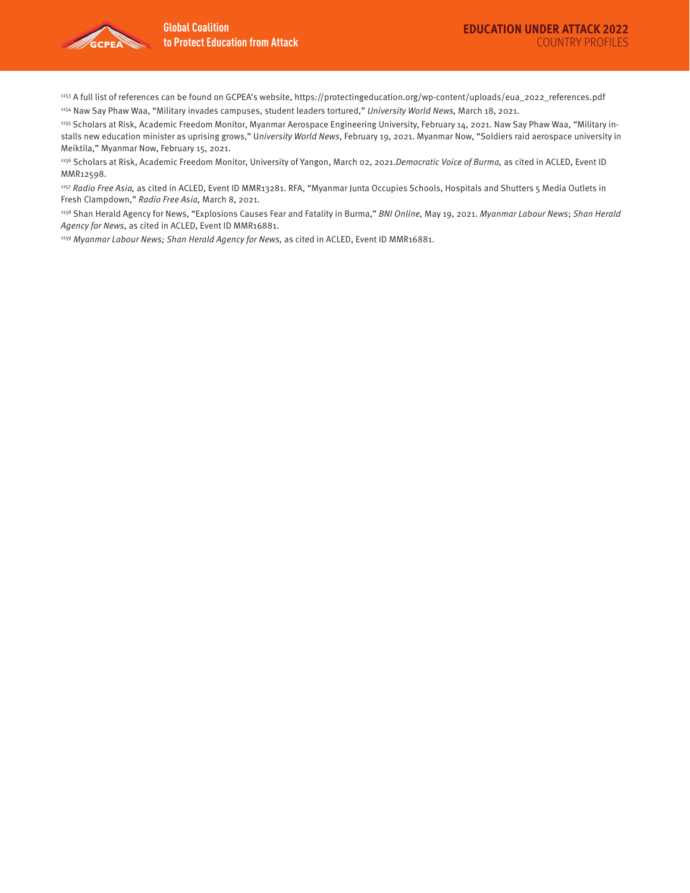[1153] A full list of references can be found on GCPEA's website, https://protectingeducation.org/wp-content/uploads/eua_2022_references.pdf

[1154] Naw Say Phaw Waa, "Military invades campuses, student leaders tortured," *University World News,* March 18, 2021.

[1155] Scholars at Risk, Academic Freedom Monitor, Myanmar Aerospace Engineering University, February 14, 2021. Naw Say Phaw Waa, "Military installs new education minister as uprising grows," U*niversity World News*, February 19, 2021. Myanmar Now, "Soldiers raid aerospace university in Meiktila," Myanmar Now, February 15, 2021.

[1156] Scholars at Risk, Academic Freedom Monitor, University of Yangon, March 02, 2021.*Democratic Voice of Burma,* as cited in ACLED, Event ID MMR12598.

[1157] *Radio Free Asia,* as cited in ACLED, Event ID MMR13281. RFA, "Myanmar Junta Occupies Schools, Hospitals and Shutters 5 Media Outlets in Fresh Clampdown," *Radio Free Asia,* March 8, 2021.

[1158] Shan Herald Agency for News, "Explosions Causes Fear and Fatality in Burma," *BNI Online,* May 19, 2021. *Myanmar Labour News*; *Shan Herald Agency for News*, as cited in ACLED, Event ID MMR16881.

[1159] *Myanmar Labour News; Shan Herald Agency for News,* as cited in ACLED, Event ID MMR16881.